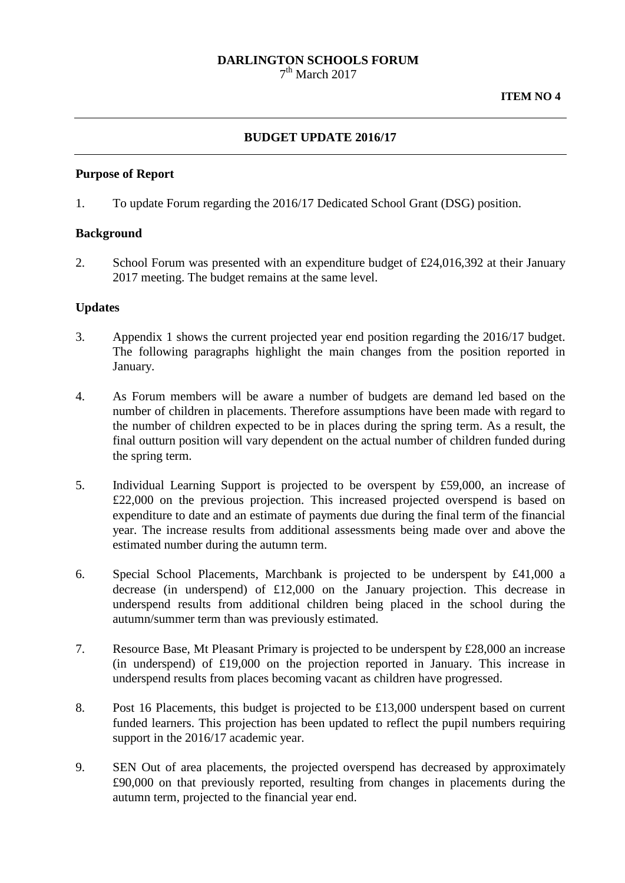**DARLINGTON SCHOOLS FORUM**
7th March 2017

**ITEM NO 4**

---

## BUDGET UPDATE 2016/17

---

### Purpose of Report

1. To update Forum regarding the 2016/17 Dedicated School Grant (DSG) position.

### Background

2. School Forum was presented with an expenditure budget of £24,016,392 at their January 2017 meeting. The budget remains at the same level.

### Updates

3. Appendix 1 shows the current projected year end position regarding the 2016/17 budget. The following paragraphs highlight the main changes from the position reported in January.

4. As Forum members will be aware a number of budgets are demand led based on the number of children in placements. Therefore assumptions have been made with regard to the number of children expected to be in places during the spring term. As a result, the final outturn position will vary dependent on the actual number of children funded during the spring term.

5. Individual Learning Support is projected to be overspent by £59,000, an increase of £22,000 on the previous projection. This increased projected overspend is based on expenditure to date and an estimate of payments due during the final term of the financial year. The increase results from additional assessments being made over and above the estimated number during the autumn term.

6. Special School Placements, Marchbank is projected to be underspent by £41,000 a decrease (in underspend) of £12,000 on the January projection. This decrease in underspend results from additional children being placed in the school during the autumn/summer term than was previously estimated.

7. Resource Base, Mt Pleasant Primary is projected to be underspent by £28,000 an increase (in underspend) of £19,000 on the projection reported in January. This increase in underspend results from places becoming vacant as children have progressed.

8. Post 16 Placements, this budget is projected to be £13,000 underspent based on current funded learners. This projection has been updated to reflect the pupil numbers requiring support in the 2016/17 academic year.

9. SEN Out of area placements, the projected overspend has decreased by approximately £90,000 on that previously reported, resulting from changes in placements during the autumn term, projected to the financial year end.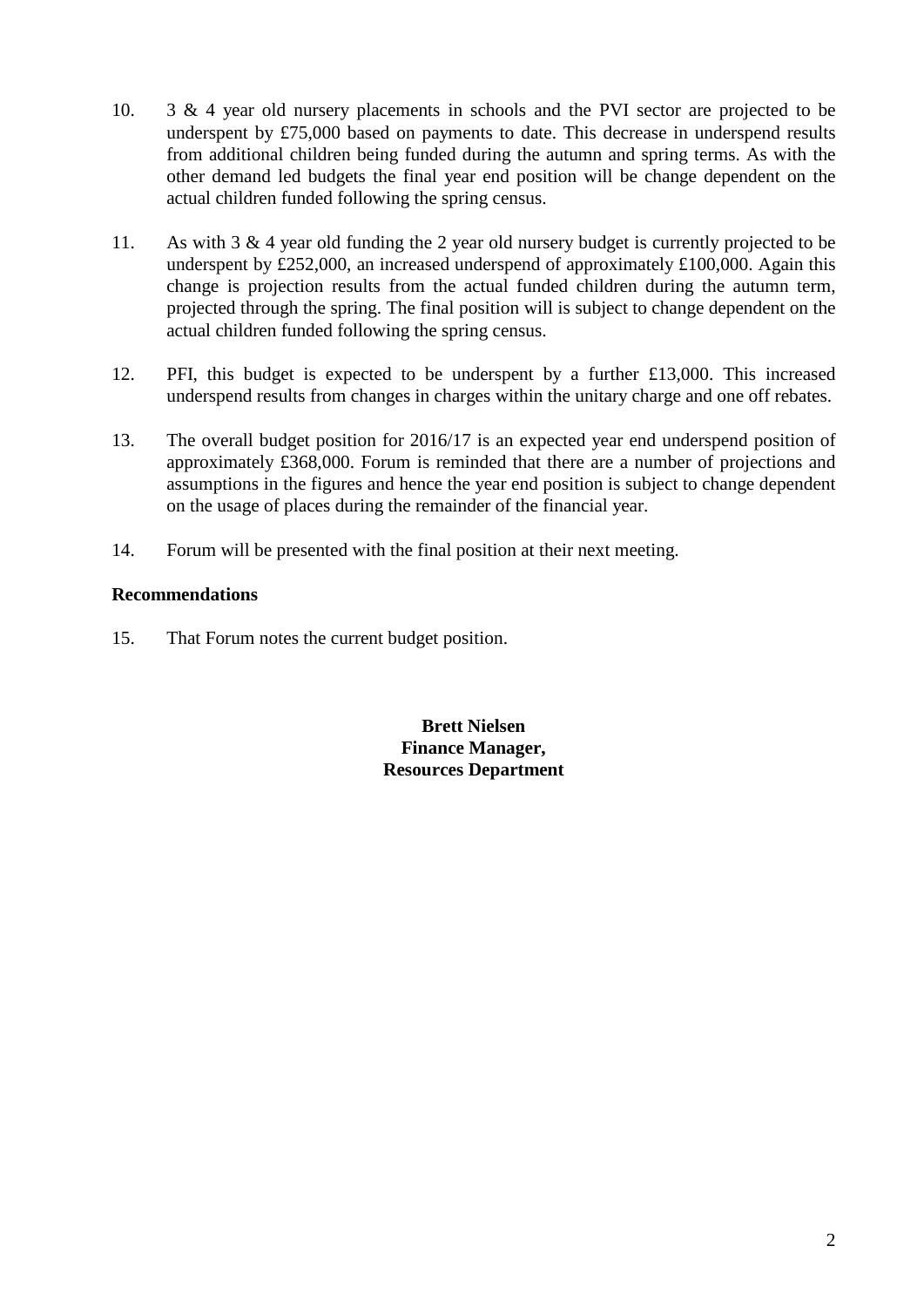10. 3 & 4 year old nursery placements in schools and the PVI sector are projected to be underspent by £75,000 based on payments to date. This decrease in underspend results from additional children being funded during the autumn and spring terms. As with the other demand led budgets the final year end position will be change dependent on the actual children funded following the spring census.

11. As with 3 & 4 year old funding the 2 year old nursery budget is currently projected to be underspent by £252,000, an increased underspend of approximately £100,000. Again this change is projection results from the actual funded children during the autumn term, projected through the spring. The final position will is subject to change dependent on the actual children funded following the spring census.

12. PFI, this budget is expected to be underspent by a further £13,000. This increased underspend results from changes in charges within the unitary charge and one off rebates.

13. The overall budget position for 2016/17 is an expected year end underspend position of approximately £368,000. Forum is reminded that there are a number of projections and assumptions in the figures and hence the year end position is subject to change dependent on the usage of places during the remainder of the financial year.

14. Forum will be presented with the final position at their next meeting.

**Recommendations**

15. That Forum notes the current budget position.

**Brett Nielsen**
**Finance Manager,**
**Resources Department**